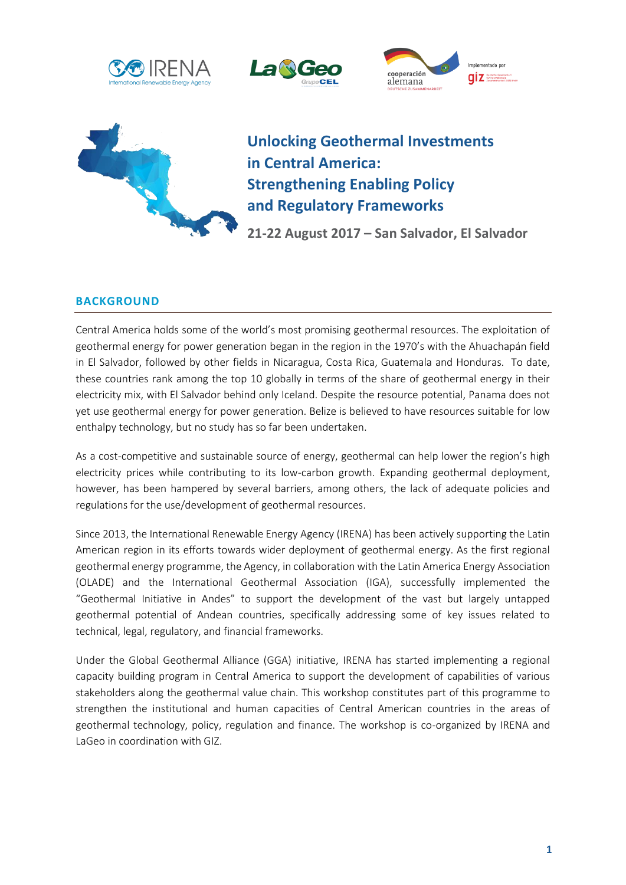# Unlocking Geothermal Investments in Central America: Strengthening Enabling Policy and Regulatory Frameworks

**21-22 August 2017 – San Salvador, El Salvador**

## BACKGROUND

Central America holds some of the world's most promising geothermal resources. The exploitation of geothermal energy for power generation began in the region in the 1970's with the Ahuachapán field in El Salvador, followed by other fields in Nicaragua, Costa Rica, Guatemala and Honduras. To date, these countries rank among the top 10 globally in terms of the share of geothermal energy in their electricity mix, with El Salvador behind only Iceland. Despite the resource potential, Panama does not yet use geothermal energy for power generation. Belize is believed to have resources suitable for low enthalpy technology, but no study has so far been undertaken.

As a cost-competitive and sustainable source of energy, geothermal can help lower the region's high electricity prices while contributing to its low-carbon growth. Expanding geothermal deployment, however, has been hampered by several barriers, among others, the lack of adequate policies and regulations for the use/development of geothermal resources.

Since 2013, the International Renewable Energy Agency (IRENA) has been actively supporting the Latin American region in its efforts towards wider deployment of geothermal energy. As the first regional geothermal energy programme, the Agency, in collaboration with the Latin America Energy Association (OLADE) and the International Geothermal Association (IGA), successfully implemented the "Geothermal Initiative in Andes" to support the development of the vast but largely untapped geothermal potential of Andean countries, specifically addressing some of key issues related to technical, legal, regulatory, and financial frameworks.

Under the Global Geothermal Alliance (GGA) initiative, IRENA has started implementing a regional capacity building program in Central America to support the development of capabilities of various stakeholders along the geothermal value chain. This workshop constitutes part of this programme to strengthen the institutional and human capacities of Central American countries in the areas of geothermal technology, policy, regulation and finance. The workshop is co-organized by IRENA and LaGeo in coordination with GIZ.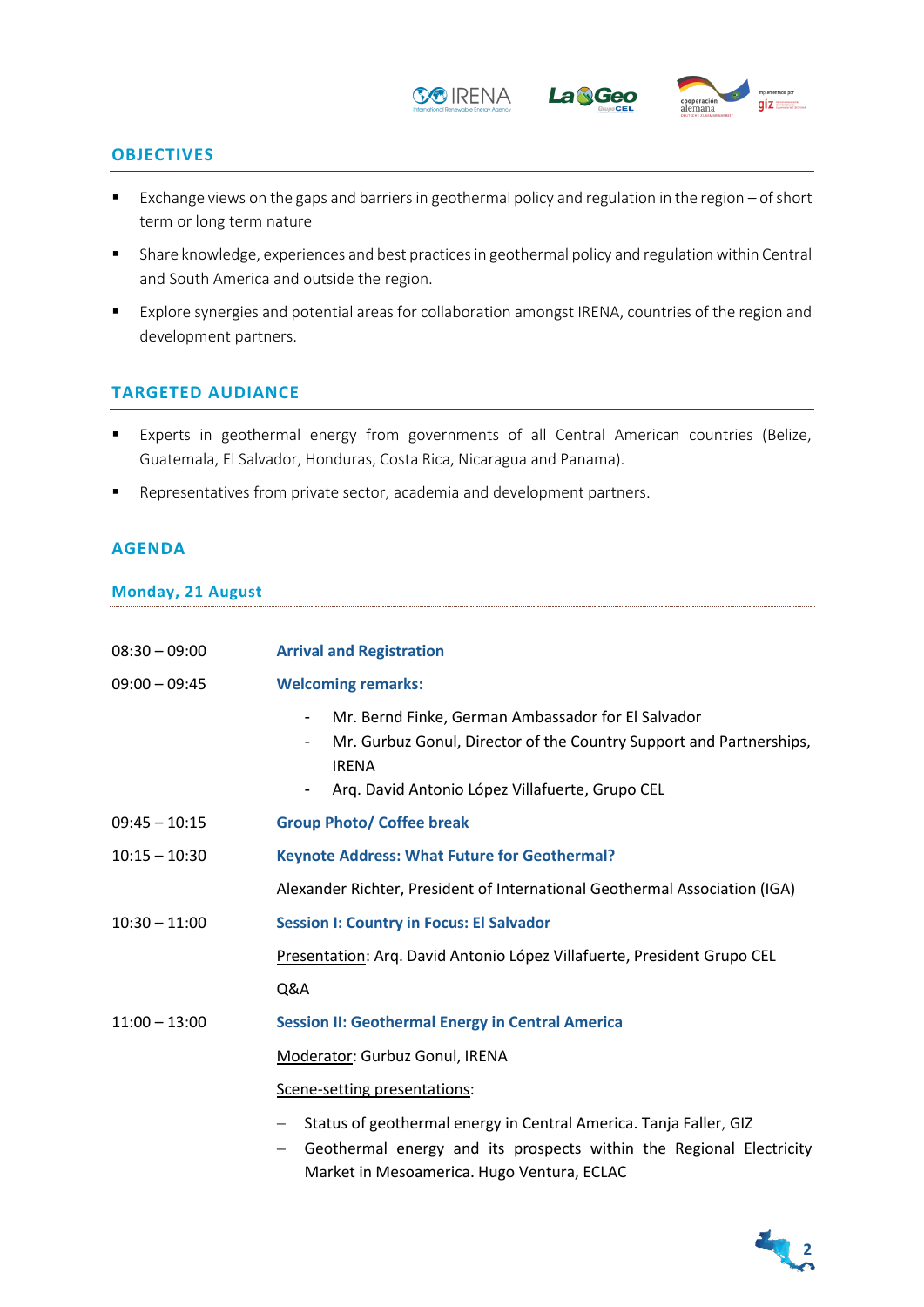## OBJECTIVES

- Exchange views on the gaps and barriers in geothermal policy and regulation in the region – of short term or long term nature
- Share knowledge, experiences and best practices in geothermal policy and regulation within Central and South America and outside the region.
- Explore synergies and potential areas for collaboration amongst IRENA, countries of the region and development partners.

## TARGETED AUDIANCE

- Experts in geothermal energy from governments of all Central American countries (Belize, Guatemala, El Salvador, Honduras, Costa Rica, Nicaragua and Panama).
- Representatives from private sector, academia and development partners.

## AGENDA

### Monday, 21 August

08:30 – 09:00 **Arrival and Registration**

09:00 – 09:45 **Welcoming remarks:**

- Mr. Bernd Finke, German Ambassador for El Salvador
- Mr. Gurbuz Gonul, Director of the Country Support and Partnerships, IRENA
- Arq. David Antonio López Villafuerte, Grupo CEL

09:45 – 10:15 **Group Photo/ Coffee break**

10:15 – 10:30 **Keynote Address: What Future for Geothermal?**

Alexander Richter, President of International Geothermal Association (IGA)

10:30 – 11:00 **Session I: Country in Focus: El Salvador**

Presentation: Arq. David Antonio López Villafuerte, President Grupo CEL

Q&A

11:00 – 13:00 **Session II: Geothermal Energy in Central America**

Moderator: Gurbuz Gonul, IRENA

Scene-setting presentations:

- Status of geothermal energy in Central America. Tanja Faller, GIZ
- Geothermal energy and its prospects within the Regional Electricity Market in Mesoamerica. Hugo Ventura, ECLAC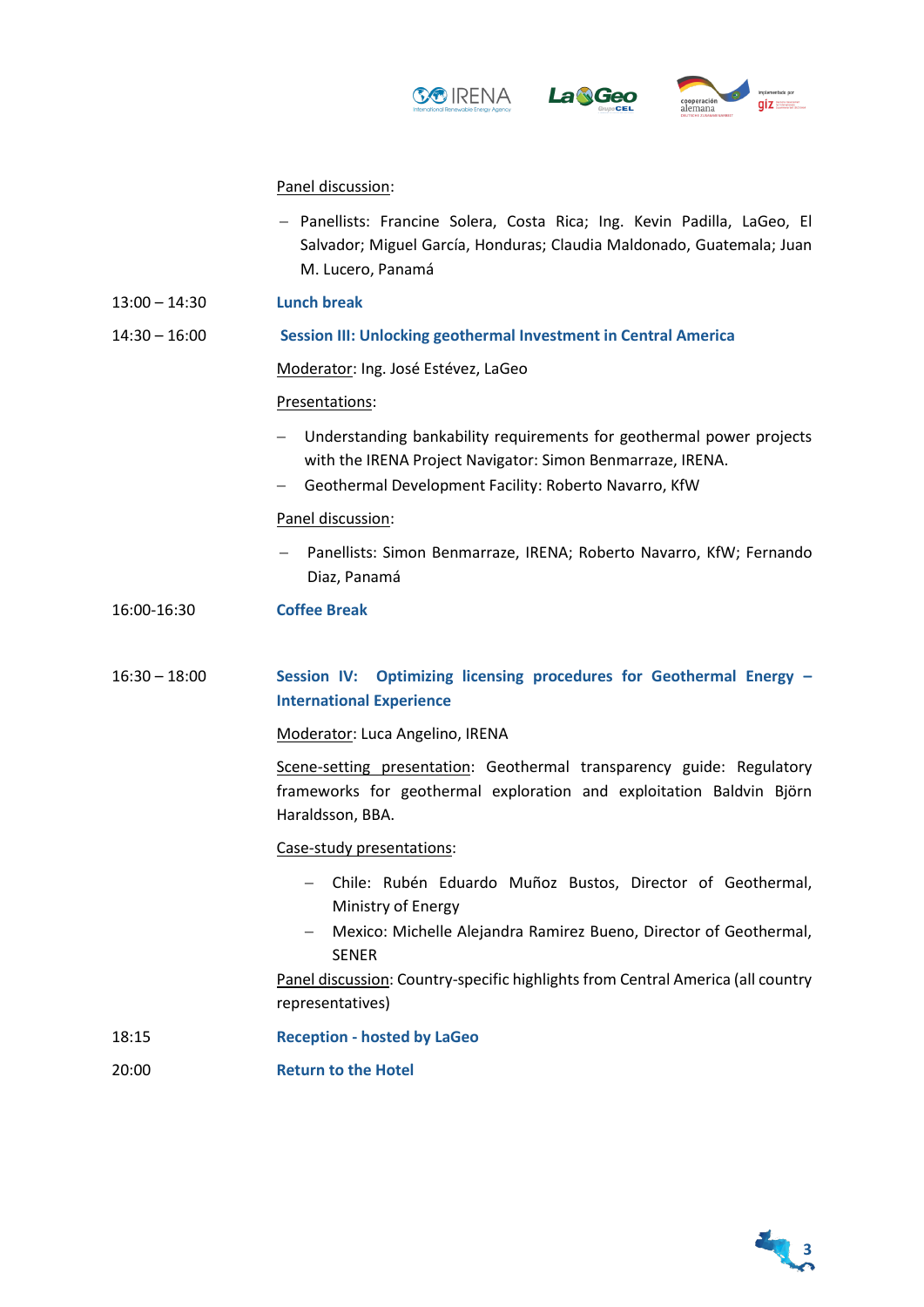Panel discussion:

- Panellists: Francine Solera, Costa Rica; Ing. Kevin Padilla, LaGeo, El Salvador; Miguel García, Honduras; Claudia Maldonado, Guatemala; Juan M. Lucero, Panamá

13:00 – 14:30 **Lunch break**

14:30 – 16:00 **Session III: Unlocking geothermal Investment in Central America**

Moderator: Ing. José Estévez, LaGeo

Presentations:

- Understanding bankability requirements for geothermal power projects with the IRENA Project Navigator: Simon Benmarraze, IRENA.
- Geothermal Development Facility: Roberto Navarro, KfW

Panel discussion:

- Panellists: Simon Benmarraze, IRENA; Roberto Navarro, KfW; Fernando Diaz, Panamá

16:00-16:30 **Coffee Break**

16:30 – 18:00 **Session IV: Optimizing licensing procedures for Geothermal Energy – International Experience**

Moderator: Luca Angelino, IRENA

Scene-setting presentation: Geothermal transparency guide: Regulatory frameworks for geothermal exploration and exploitation Baldvin Björn Haraldsson, BBA.

Case-study presentations:

- Chile: Rubén Eduardo Muñoz Bustos, Director of Geothermal, Ministry of Energy
- Mexico: Michelle Alejandra Ramirez Bueno, Director of Geothermal, SENER

Panel discussion: Country-specific highlights from Central America (all country representatives)

18:15 **Reception - hosted by LaGeo**

20:00 **Return to the Hotel**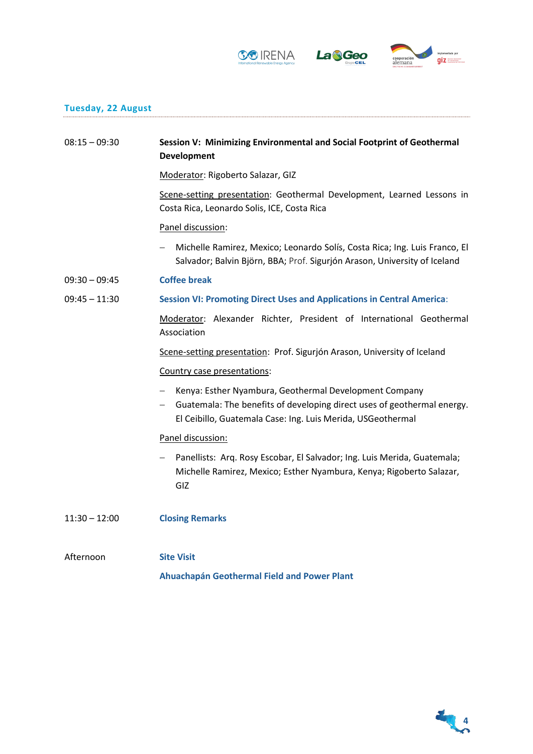## Tuesday, 22 August

| | |
|---|---|
| 08:15 – 09:30 | **Session V: Minimizing Environmental and Social Footprint of Geothermal Development** |
| | Moderator: Rigoberto Salazar, GIZ |
| | Scene-setting presentation: Geothermal Development, Learned Lessons in Costa Rica, Leonardo Solis, ICE, Costa Rica |
| | Panel discussion: |
| | – Michelle Ramirez, Mexico; Leonardo Solís, Costa Rica; Ing. Luis Franco, El Salvador; Balvin Björn, BBA; Prof. Sigurjón Arason, University of Iceland |
| 09:30 – 09:45 | **Coffee break** |
| 09:45 – 11:30 | **Session VI: Promoting Direct Uses and Applications in Central America**: |
| | Moderator: Alexander Richter, President of International Geothermal Association |
| | Scene-setting presentation: Prof. Sigurjón Arason, University of Iceland |
| | Country case presentations: |
| | – Kenya: Esther Nyambura, Geothermal Development Company |
| | – Guatemala: The benefits of developing direct uses of geothermal energy. El Ceibillo, Guatemala Case: Ing. Luis Merida, USGeothermal |
| | Panel discussion: |
| | – Panellists: Arq. Rosy Escobar, El Salvador; Ing. Luis Merida, Guatemala; Michelle Ramirez, Mexico; Esther Nyambura, Kenya; Rigoberto Salazar, GIZ |
| 11:30 – 12:00 | **Closing Remarks** |
| Afternoon | **Site Visit** |
| | **Ahuachapán Geothermal Field and Power Plant** |